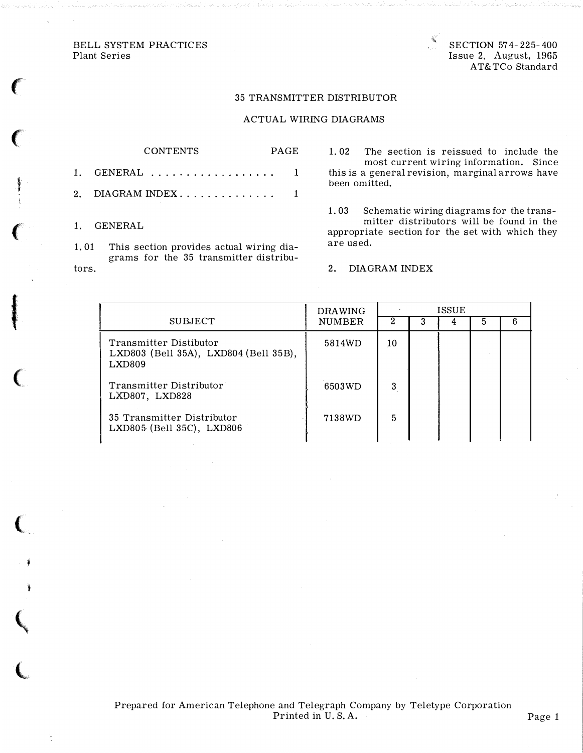BELL SYSTEM PRACTICES
Plant Series

SECTION 574-225-400
Issue 2, August, 1965
AT&TCo Standard

# 35 TRANSMITTER DISTRIBUTOR

## ACTUAL WIRING DIAGRAMS

| CONTENTS | PAGE |
|---|---|
| 1. GENERAL . . . . . . . . . . . . . . . . . . | 1 |
| 2. DIAGRAM INDEX . . . . . . . . . . . . . . | 1 |

## 1. GENERAL

1.01 This section provides actual wiring diagrams for the 35 transmitter distributors.

1.02 The section is reissued to include the most current wiring information. Since this is a general revision, marginal arrows have been omitted.

1.03 Schematic wiring diagrams for the transmitter distributors will be found in the appropriate section for the set with which they are used.

## 2. DIAGRAM INDEX

| SUBJECT | DRAWING NUMBER | ISSUE | | | | |
|---|---|---|---|---|---|---|
| | | 2 | 3 | 4 | 5 | 6 |
| Transmitter Distibutor LXD803 (Bell 35A), LXD804 (Bell 35B), LXD809 | 5814WD | 10 | | | | |
| Transmitter Distributor LXD807, LXD828 | 6503WD | 3 | | | | |
| 35 Transmitter Distributor LXD805 (Bell 35C), LXD806 | 7138WD | 5 | | | | |

Prepared for American Telephone and Telegraph Company by Teletype Corporation
Printed in U. S. A.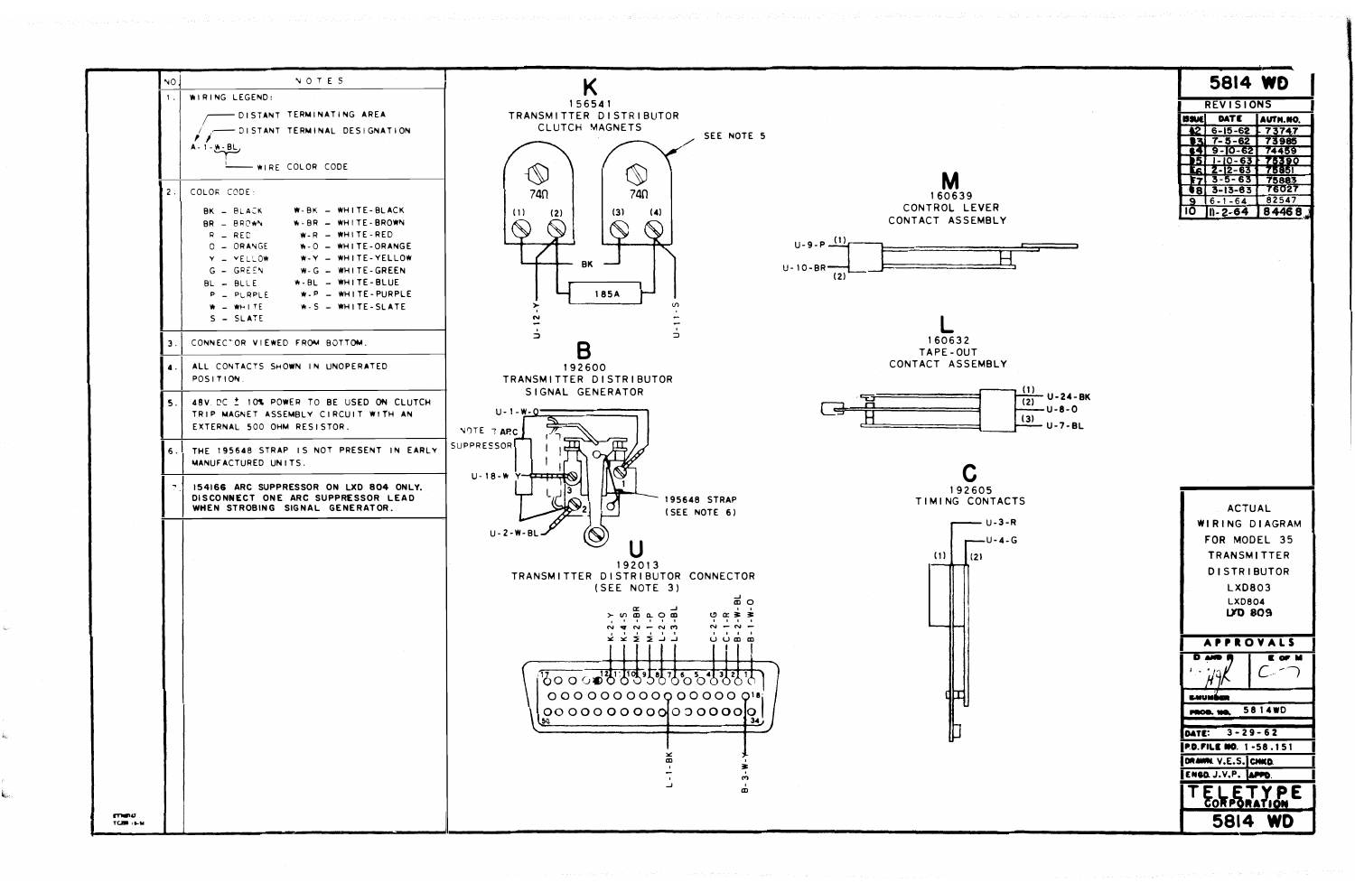# 5814 WD

| NO. | NOTES |
|---|---|
| 1. | WIRING LEGEND: A-1-W-BL — DISTANT TERMINATING AREA; DISTANT TERMINAL DESIGNATION; WIRE COLOR CODE |
| 2. | COLOR CODE: BK – BLACK, BR – BROWN, R – RED, O – ORANGE, Y – YELLOW, G – GREEN, BL – BLUE, P – PURPLE, W – WHITE, S – SLATE; W-BK – WHITE-BLACK, W-BR – WHITE-BROWN, W-R – WHITE-RED, W-O – WHITE-ORANGE, W-Y – WHITE-YELLOW, W-G – WHITE-GREEN, W-BL – WHITE-BLUE, W-P – WHITE-PURPLE, W-S – WHITE-SLATE |
| 3. | CONNECTOR VIEWED FROM BOTTOM. |
| 4. | ALL CONTACTS SHOWN IN UNOPERATED POSITION. |
| 5. | 48V DC ± 10% POWER TO BE USED ON CLUTCH TRIP MAGNET ASSEMBLY CIRCUIT WITH AN EXTERNAL 500 OHM RESISTOR. |
| 6. | THE 195648 STRAP IS NOT PRESENT IN EARLY MANUFACTURED UNITS. |
| 7. | 154166 ARC SUPPRESSOR ON LXD 804 ONLY. DISCONNECT ONE ARC SUPPRESSOR LEAD WHEN STROBING SIGNAL GENERATOR. |

## K
156541
TRANSMITTER DISTRIBUTOR CLUTCH MAGNETS

SEE NOTE 5

74Ω (1) (2) — 74Ω (3) (4); BK; 185A; U-12-Y; U-11-S

## B
192600
TRANSMITTER DISTRIBUTOR SIGNAL GENERATOR

U-1-W-O; NOTE 7 ARC SUPPRESSOR; U-18-W; U-2-W-BL; 195648 STRAP (SEE NOTE 6)

## U
192013
TRANSMITTER DISTRIBUTOR CONNECTOR
(SEE NOTE 3)

K-2-Y, K-4-S, M-2-BR, M-1-P, L-2-O, L-3-BL, C-2-G, C-1-R, B-2-W-BL, B-1-W-O, L-1-BK, B-3-W-Y

## M
160639
CONTROL LEVER CONTACT ASSEMBLY

U-9-P (1); U-10-BR (2)

## L
160632
TAPE-OUT CONTACT ASSEMBLY

(1) U-24-BK; (2) U-8-O; (3) U-7-BL

## C
192605
TIMING CONTACTS

U-3-R; U-4-G; (1) (2)

| REVISIONS | | |
|---|---|---|
| ISSUE | DATE | AUTH.NO. |
| 2 | 6-15-62 | 73747 |
| 3 | 7-5-62 | 73985 |
| 4 | 9-10-62 | 74459 |
| 5 | 1-10-63 | 75390 |
| 6 | 2-12-63 | 75851 |
| 7 | 3-5-63 | 75883 |
| 8 | 3-13-63 | 76027 |
| 9 | 6-1-64 | 82547 |
| 10 | 11-2-64 | 84468 |

ACTUAL WIRING DIAGRAM FOR MODEL 35 TRANSMITTER DISTRIBUTOR LXD803 LXD804 LXD 809

APPROVALS

PROD. NO. 5814WD
DATE: 3-29-62
P.D. FILE NO. 1-58.151
DRAWN V.E.S.
ENGD. J.V.P.

TELETYPE CORPORATION
5814 WD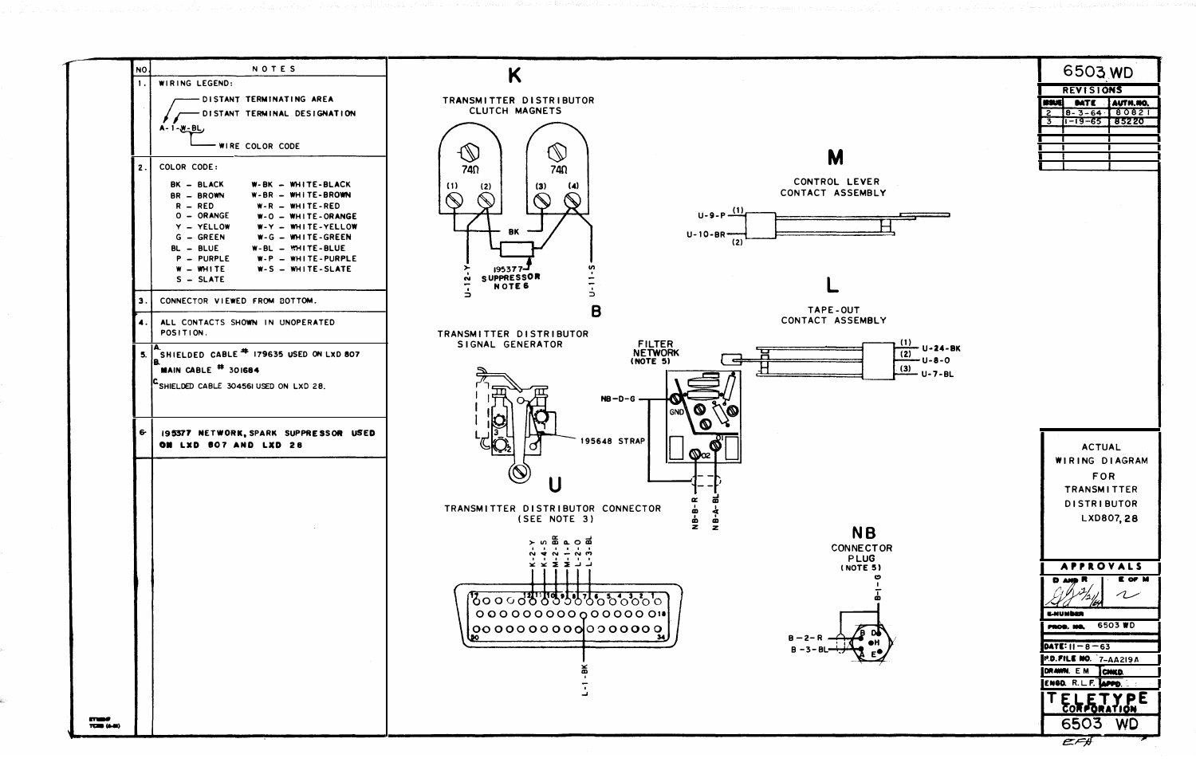| NO. | NOTES |
| --- | --- |
| 1. | WIRING LEGEND: A-1-W-BL — A: DISTANT TERMINATING AREA; 1: DISTANT TERMINAL DESIGNATION; W-BL: WIRE COLOR CODE |
| 2. | COLOR CODE: BK – BLACK; BR – BROWN; R – RED; O – ORANGE; Y – YELLOW; G – GREEN; BL – BLUE; P – PURPLE; W – WHITE; S – SLATE; W-BK – WHITE-BLACK; W-BR – WHITE-BROWN; W-R – WHITE-RED; W-O – WHITE-ORANGE; W-Y – WHITE-YELLOW; W-G – WHITE-GREEN; W-BL – WHITE-BLUE; W-P – WHITE-PURPLE; W-S – WHITE-SLATE |
| 3. | CONNECTOR VIEWED FROM BOTTOM. |
| 4. | ALL CONTACTS SHOWN IN UNOPERATED POSITION. |
| 5. | A. SHIELDED CABLE # 179635 USED ON LXD 807<br>B. MAIN CABLE # 301684<br>C. SHIELDED CABLE 304561 USED ON LXD 28. |
| 6. | 195377 NETWORK, SPARK SUPPRESSOR USED ON LXD 807 AND LXD 28 |

## K

TRANSMITTER DISTRIBUTOR CLUTCH MAGNETS

74Ω (1) (2) — 74Ω (3) (4) — BK — 195377 SUPPRESSOR NOTE 6 — U-12-Y — U-11-S

## B

TRANSMITTER DISTRIBUTOR SIGNAL GENERATOR

195648 STRAP

FILTER NETWORK (NOTE 5)

NB-D-G — GND — O1 — O2 — NB-B-R — NB-A-BL

## M

CONTROL LEVER CONTACT ASSEMBLY

U-9-P (1) — U-10-BR (2)

## L

TAPE-OUT CONTACT ASSEMBLY

(1) U-24-BK — (2) U-8-O — (3) U-7-BL

## U

TRANSMITTER DISTRIBUTOR CONNECTOR (SEE NOTE 3)

K-2-Y, K-4-S, M-2-BR, M-1-P, L-2-O, L-3-BL — 17, 12, 11, 10, 9, 8, 7, 6, 5, 4, 3, 2, 1 — 18 — 50 — 34 — L-1-BK

## NB

CONNECTOR PLUG (NOTE 5)

B-1-G — B-2-R — B-3-BL — B, D, H, E

| 6503 WD | | |
| --- | --- | --- |
| REVISIONS | | |
| ISSUE | DATE | AUTH. NO. |
| 2 | 8-3-64 | 80821 |
| 3 | 1-19-65 | 85220 |

ACTUAL WIRING DIAGRAM FOR TRANSMITTER DISTRIBUTOR LXD807, 28

APPROVALS

D AND R — E OF M

E-NUMBER

PROD. NO. 6503 WD

DATE: 11-8-63

P.D. FILE NO. 7-AA219A

DRAWN. E M — CHKD.

ENGD. R.L.F. — APPD.

TELETYPE CORPORATION

6503 WD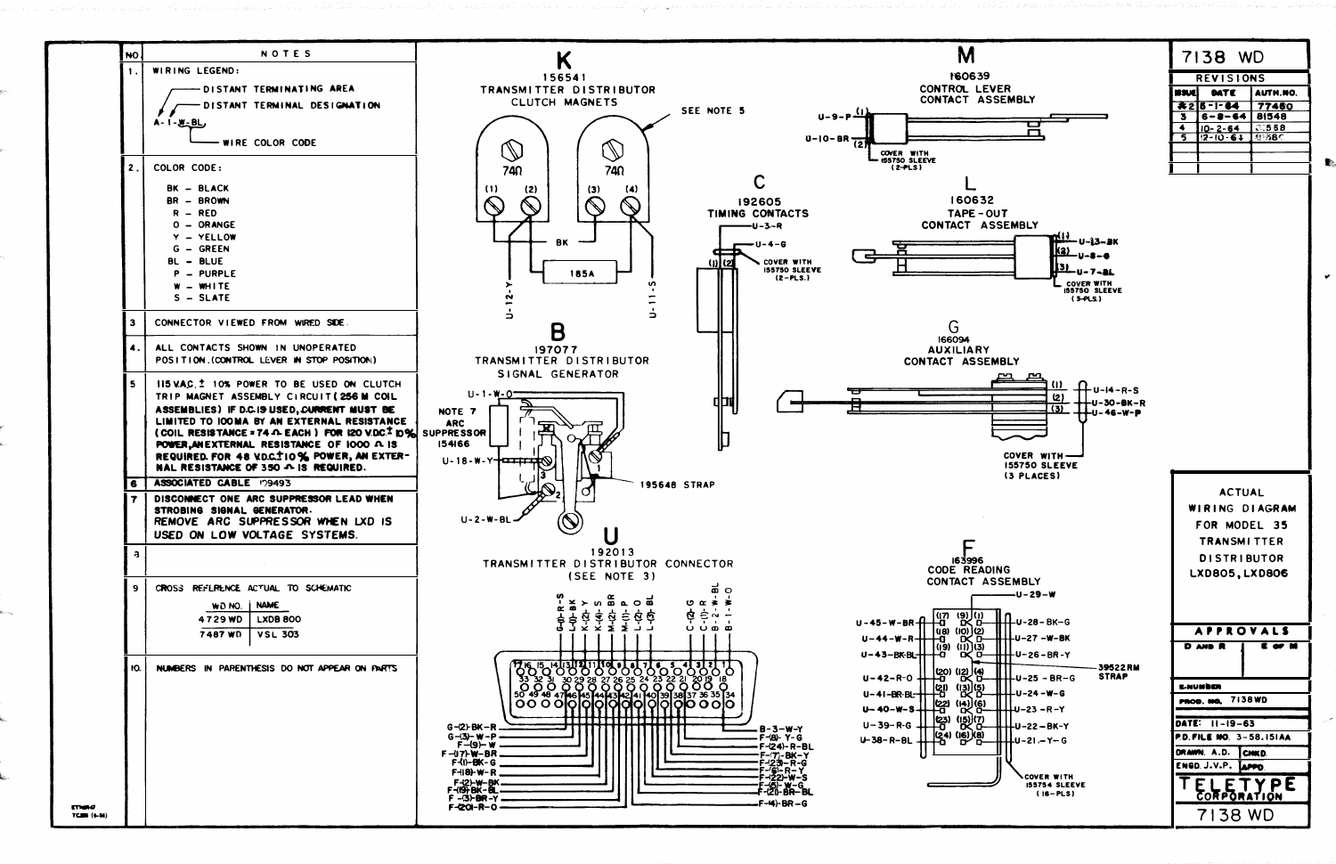| NO. | NOTES |
|---|---|
| 1. | WIRING LEGEND: A-1-W-BL — DISTANT TERMINATING AREA; DISTANT TERMINAL DESIGNATION; WIRE COLOR CODE |
| 2. | COLOR CODE: BK - BLACK, BR - BROWN, R - RED, O - ORANGE, Y - YELLOW, G - GREEN, BL - BLUE, P - PURPLE, W - WHITE, S - SLATE |
| 3 | CONNECTOR VIEWED FROM WIRED SIDE. |
| 4. | ALL CONTACTS SHOWN IN UNOPERATED POSITION. (CONTROL LEVER IN STOP POSITION) |
| 5 | 115 V.A.C. ± 10% POWER TO BE USED ON CLUTCH TRIP MAGNET ASSEMBLY CIRCUIT (256 M COIL ASSEMBLIES) IF D.C. IS USED, CURRENT MUST BE LIMITED TO 100MA BY AN EXTERNAL RESISTANCE (COIL RESISTANCE = 74 Ω EACH) FOR 120 V.DC ± 10% POWER, AN EXTERNAL RESISTANCE OF 1000 Ω IS REQUIRED. FOR 48 V.D.C. ± 10% POWER, AN EXTERNAL RESISTANCE OF 350 Ω IS REQUIRED. |
| 6 | ASSOCIATED CABLE 109493 |
| 7 | DISCONNECT ONE ARC SUPPRESSOR LEAD WHEN STROBING SIGNAL GENERATOR. REMOVE ARC SUPPRESSOR WHEN LXD IS USED ON LOW VOLTAGE SYSTEMS. |
| 8 | |
| 9 | CROSS REFERENCE ACTUAL TO SCHEMATIC |
| 10. | NUMBERS IN PARENTHESIS DO NOT APPEAR ON PARTS |

| WD NO. | NAME |
|---|---|
| 4729 WD | LXDB 800 |
| 7487 WD | VSL 303 |

**K** 156541 TRANSMITTER DISTRIBUTOR CLUTCH MAGNETS

SEE NOTE 5

74Ω (1) (2) 74Ω (3) (4)

BK

185A

U-12-Y U-11-S

**M** 160639 CONTROL LEVER CONTACT ASSEMBLY

U-9-P (1)
U-10-BR (2)

COVER WITH 155750 SLEEVE (2-PLS)

**C** 192605 TIMING CONTACTS

U-3-R
U-4-G
(1) (2)

COVER WITH 155750 SLEEVE (2-PLS.)

**L** 160632 TAPE-OUT CONTACT ASSEMBLY

(1) U-13-BK
(2) U-8-G
(3) U-7-BL

COVER WITH 155750 SLEEVE (3-PLS)

**B** 197077 TRANSMITTER DISTRIBUTOR SIGNAL GENERATOR

U-1-W-O
NOTE 7
ARC SUPPRESSOR 154166
U-18-W-Y
U-2-W-BL
195648 STRAP

**G** 166094 AUXILIARY CONTACT ASSEMBLY

(1) U-14-R-S
(2) U-30-BK-R
(3) U-46-W-P

COVER WITH 155750 SLEEVE (3 PLACES)

**U** 192013 TRANSMITTER DISTRIBUTOR CONNECTOR (SEE NOTE 3)

G-(1)-R-S, L-(1)-BK, K-(2)-Y, K-(4)-S, M-(2)-BR, M-(1)-P, L-(2)-O, L-(3)-BL, C-(2)-G, C-(1)-R, B-2-W-BL, B-1-W-O

17 16 15 14 13 12 11 10 9 8 7 6 5 4 3 2 1
33 32 31 30 29 28 27 26 25 24 23 22 21 20 19 18
50 49 48 47 46 45 44 43 42 41 40 39 38 37 36 35 34

G-(2)-BK-R
G-(3)-W-P
F-(9)-W
F-(17)-W-BR
F-(1)-BK-G
F-(18)-W-R
F-(2)-W-BK
F-(19)-BK-BL
F-(3)-BR-Y
F-(20)-R-O

B-3-W-Y
F-(8)-Y-G
F-(24)-R-BL
F-(7)-BK-Y
F-(23)-R-G
F-(6)-R-Y
F-(22)-W-S
F-(5)-W-G
F-(21)-BR-BL
F-(4)-BR-G

**F** 163996 CODE READING CONTACT ASSEMBLY

U-29-W
U-45-W-BR (17) (9) (1) U-28-BK-G
U-44-W-R (18) (10) (2) U-27-W-BK
U-43-BK-BL (19) (11) (3) U-26-BR-Y
U-42-R-O (20) (12) (4) U-25-BR-G
U-41-BR-BL (21) (13) (5) U-24-W-G
U-40-W-S (22) (14) (6) U-23-R-Y
U-39-R-G (23) (15) (7) U-22-BK-Y
U-38-R-BL (24) (16) (8) U-21-Y-G

39522RM STRAP

COVER WITH 155754 SLEEVE (16-PLS)

7138 WD

REVISIONS

| ISSUE | DATE | AUTH. NO. |
|---|---|---|
| 2 | 5-1-64 | 77480 |
| 3 | 6-8-64 | 81548 |
| 4 | 10-2-64 | 81558 |
| 5 | 12-10-64 | 81586 |

ACTUAL WIRING DIAGRAM FOR MODEL 35 TRANSMITTER DISTRIBUTOR LXD805, LXD806

APPROVALS

D AND R | E OF M

E-NUMBER

PROD. NO. 7138WD

DATE: 11-19-63

P.D. FILE NO. 3-58.151AA

DRAWN. A.D. | CHKD.

ENGD. J.V.P. | APPD

TELETYPE CORPORATION

7138 WD